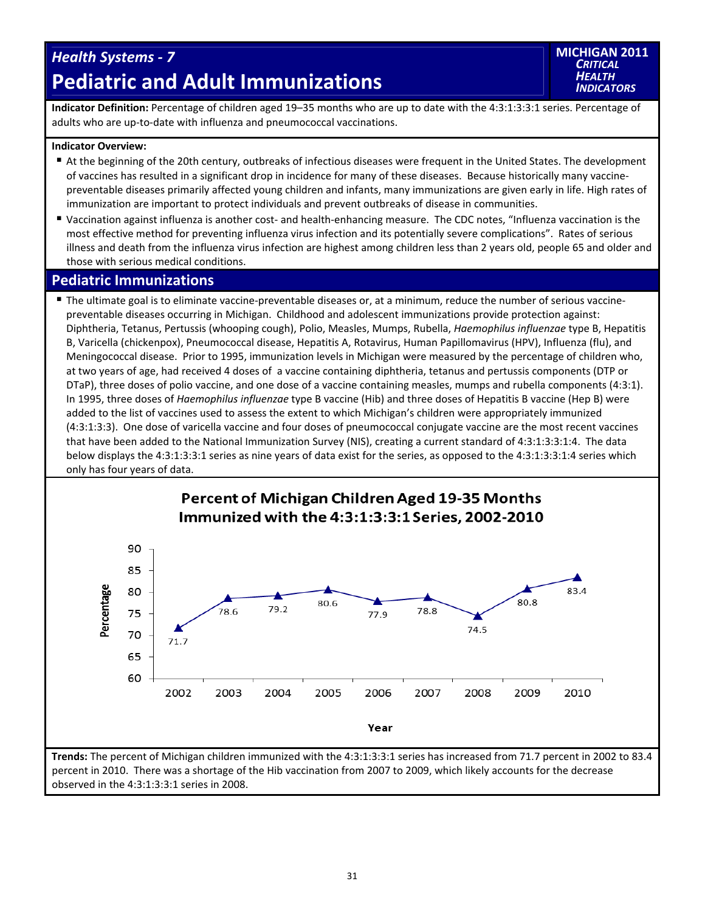*Health Systems - 7*

# Pediatric and Adult Immunizations

**MICHIGAN 2011**
***CRITICAL HEALTH INDICATORS***

**Indicator Definition:** Percentage of children aged 19–35 months who are up to date with the 4:3:1:3:3:1 series. Percentage of adults who are up-to-date with influenza and pneumococcal vaccinations.

**Indicator Overview:**

- At the beginning of the 20th century, outbreaks of infectious diseases were frequent in the United States. The development of vaccines has resulted in a significant drop in incidence for many of these diseases. Because historically many vaccine-preventable diseases primarily affected young children and infants, many immunizations are given early in life. High rates of immunization are important to protect individuals and prevent outbreaks of disease in communities.
- Vaccination against influenza is another cost- and health-enhancing measure. The CDC notes, "Influenza vaccination is the most effective method for preventing influenza virus infection and its potentially severe complications". Rates of serious illness and death from the influenza virus infection are highest among children less than 2 years old, people 65 and older and those with serious medical conditions.

## Pediatric Immunizations

- The ultimate goal is to eliminate vaccine-preventable diseases or, at a minimum, reduce the number of serious vaccine-preventable diseases occurring in Michigan. Childhood and adolescent immunizations provide protection against: Diphtheria, Tetanus, Pertussis (whooping cough), Polio, Measles, Mumps, Rubella, *Haemophilus influenzae* type B, Hepatitis B, Varicella (chickenpox), Pneumococcal disease, Hepatitis A, Rotavirus, Human Papillomavirus (HPV), Influenza (flu), and Meningococcal disease. Prior to 1995, immunization levels in Michigan were measured by the percentage of children who, at two years of age, had received 4 doses of a vaccine containing diphtheria, tetanus and pertussis components (DTP or DTaP), three doses of polio vaccine, and one dose of a vaccine containing measles, mumps and rubella components (4:3:1). In 1995, three doses of *Haemophilus influenzae* type B vaccine (Hib) and three doses of Hepatitis B vaccine (Hep B) were added to the list of vaccines used to assess the extent to which Michigan's children were appropriately immunized (4:3:1:3:3). One dose of varicella vaccine and four doses of pneumococcal conjugate vaccine are the most recent vaccines that have been added to the National Immunization Survey (NIS), creating a current standard of 4:3:1:3:3:1:4. The data below displays the 4:3:1:3:3:1 series as nine years of data exist for the series, as opposed to the 4:3:1:3:3:1:4 series which only has four years of data.

**Percent of Michigan Children Aged 19-35 Months Immunized with the 4:3:1:3:3:1 Series, 2002-2010**

Percentage
90
85
80
75
70
65
60

71.7
78.6
79.2
80.6
77.9
78.8
74.5
80.8
83.4

2002
2003
2004
2005
2006
2007
2008
2009
2010

Year

**Trends:** The percent of Michigan children immunized with the 4:3:1:3:3:1 series has increased from 71.7 percent in 2002 to 83.4 percent in 2010. There was a shortage of the Hib vaccination from 2007 to 2009, which likely accounts for the decrease observed in the 4:3:1:3:3:1 series in 2008.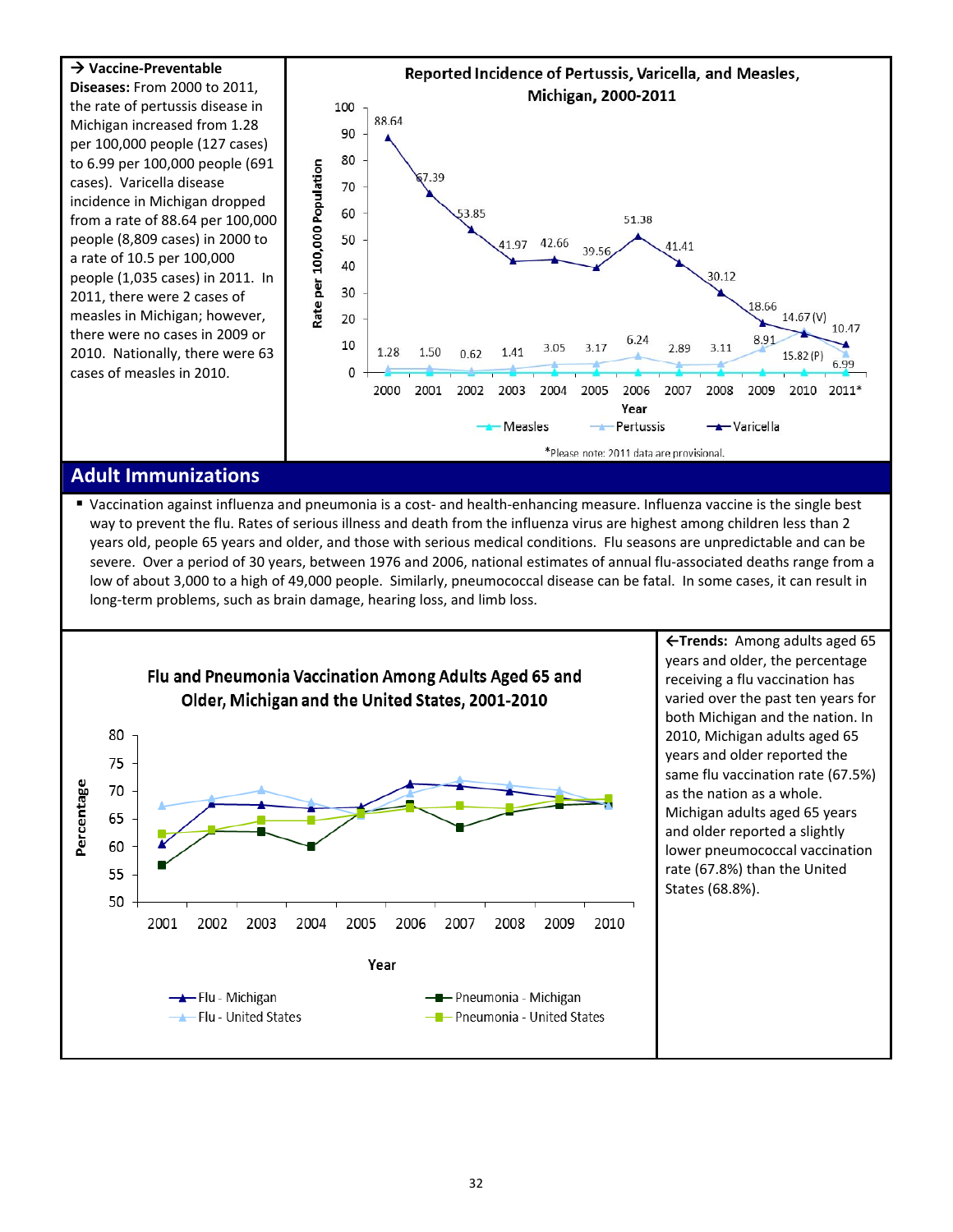→ **Vaccine-Preventable Diseases:** From 2000 to 2011, the rate of pertussis disease in Michigan increased from 1.28 per 100,000 people (127 cases) to 6.99 per 100,000 people (691 cases). Varicella disease incidence in Michigan dropped from a rate of 88.64 per 100,000 people (8,809 cases) in 2000 to a rate of 10.5 per 100,000 people (1,035 cases) in 2011. In 2011, there were 2 cases of measles in Michigan; however, there were no cases in 2009 or 2010. Nationally, there were 63 cases of measles in 2010.

**Reported Incidence of Pertussis, Varicella, and Measles, Michigan, 2000-2011**

Rate per 100,000 Population

0
10
20
30
40
50
60
70
80
90
100

2000
2001
2002
2003
2004
2005
2006
2007
2008
2009
2010
2011*

Year

88.64
67.39
53.85
41.97
42.66
39.56
51.38
41.41
30.12
18.66
14.67 (V)
10.47

1.28
1.50
0.62
1.41
3.05
3.17
6.24
2.89
3.11
8.91
15.82 (P)
6.99

Measles
Pertussis
Varicella

*Please note: 2011 data are provisional.

## Adult Immunizations

- Vaccination against influenza and pneumonia is a cost- and health-enhancing measure. Influenza vaccine is the single best way to prevent the flu. Rates of serious illness and death from the influenza virus are highest among children less than 2 years old, people 65 years and older, and those with serious medical conditions. Flu seasons are unpredictable and can be severe. Over a period of 30 years, between 1976 and 2006, national estimates of annual flu-associated deaths range from a low of about 3,000 to a high of 49,000 people. Similarly, pneumococcal disease can be fatal. In some cases, it can result in long-term problems, such as brain damage, hearing loss, and limb loss.

**Flu and Pneumonia Vaccination Among Adults Aged 65 and Older, Michigan and the United States, 2001-2010**

Percentage

50
55
60
65
70
75
80

2001
2002
2003
2004
2005
2006
2007
2008
2009
2010

Year

Flu - Michigan
Flu - United States
Pneumonia - Michigan
Pneumonia - United States

←**Trends:** Among adults aged 65 years and older, the percentage receiving a flu vaccination has varied over the past ten years for both Michigan and the nation. In 2010, Michigan adults aged 65 years and older reported the same flu vaccination rate (67.5%) as the nation as a whole. Michigan adults aged 65 years and older reported a slightly lower pneumococcal vaccination rate (67.8%) than the United States (68.8%).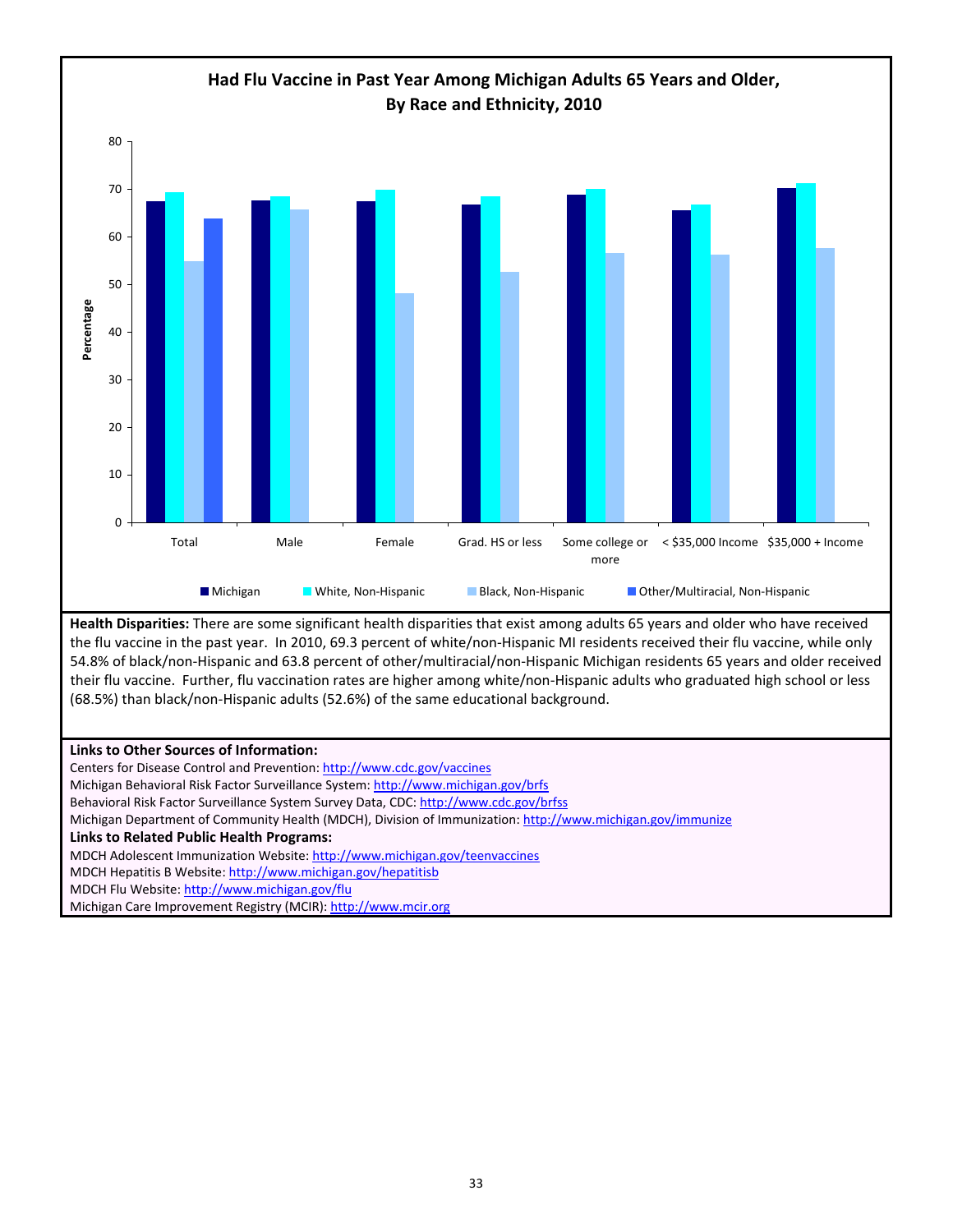## Had Flu Vaccine in Past Year Among Michigan Adults 65 Years and Older, By Race and Ethnicity, 2010

Percentage

80
70
60
50
40
30
20
10
0

Total
Male
Female
Grad. HS or less
Some college or more
< $35,000 Income
$35,000 + Income

Michigan
White, Non-Hispanic
Black, Non-Hispanic
Other/Multiracial, Non-Hispanic

**Health Disparities:** There are some significant health disparities that exist among adults 65 years and older who have received the flu vaccine in the past year. In 2010, 69.3 percent of white/non-Hispanic MI residents received their flu vaccine, while only 54.8% of black/non-Hispanic and 63.8 percent of other/multiracial/non-Hispanic Michigan residents 65 years and older received their flu vaccine. Further, flu vaccination rates are higher among white/non-Hispanic adults who graduated high school or less (68.5%) than black/non-Hispanic adults (52.6%) of the same educational background.

**Links to Other Sources of Information:**

Centers for Disease Control and Prevention: http://www.cdc.gov/vaccines
Michigan Behavioral Risk Factor Surveillance System: http://www.michigan.gov/brfs
Behavioral Risk Factor Surveillance System Survey Data, CDC: http://www.cdc.gov/brfss
Michigan Department of Community Health (MDCH), Division of Immunization: http://www.michigan.gov/immunize

**Links to Related Public Health Programs:**

MDCH Adolescent Immunization Website: http://www.michigan.gov/teenvaccines
MDCH Hepatitis B Website: http://www.michigan.gov/hepatitisb
MDCH Flu Website: http://www.michigan.gov/flu
Michigan Care Improvement Registry (MCIR): http://www.mcir.org